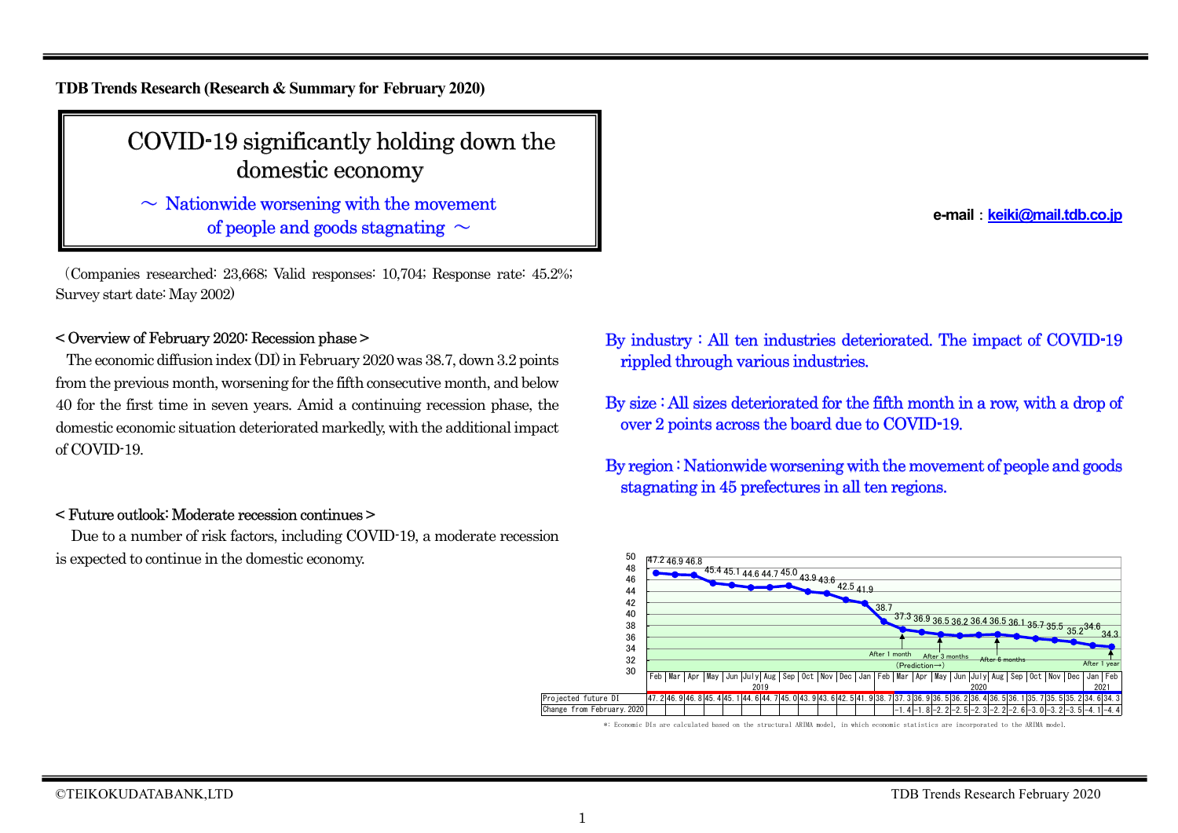**TDB Trends Research (Research & Summary for February 2020)**

# COVID-19 significantly holding down the domestic economy

## ～ Nationwide worsening with the movement of people and goods stagnating ～

e-mail：keiki@mail.tdb.co.jp

（Companies researched: 23,668; Valid responses: 10,704; Response rate: 45.2%; Survey start date: May 2002）

**< Overview of February 2020: Recession phase >**

The economic diffusion index (DI) in February 2020 was 38.7, down 3.2 points from the previous month, worsening for the fifth consecutive month, and below 40 for the first time in seven years. Amid a continuing recession phase, the domestic economic situation deteriorated markedly, with the additional impact of COVID-19.

**< Future outlook: Moderate recession continues >**

Due to a number of risk factors, including COVID-19, a moderate recession is expected to continue in the domestic economy.

By industry：All ten industries deteriorated. The impact of COVID-19 rippled through various industries.

By size：All sizes deteriorated for the fifth month in a row, with a drop of over 2 points across the board due to COVID-19.

By region：Nationwide worsening with the movement of people and goods stagnating in 45 prefectures in all ten regions.

| | Feb 2019 | Mar | Apr | May | Jun | July | Aug | Sep | Oct | Nov | Dec | Jan | Feb 2020 | Mar | Apr | May | Jun | July | Aug | Sep | Oct | Nov | Dec | Jan 2021 | Feb |
|---|---|---|---|---|---|---|---|---|---|---|---|---|---|---|---|---|---|---|---|---|---|---|---|---|---|
| Projected future DI | 47.2 | 46.9 | 46.8 | 45.4 | 45.1 | 44.6 | 44.7 | 45.0 | 43.9 | 43.6 | 42.5 | 41.9 | 38.7 | 37.3 | 36.9 | 36.5 | 36.2 | 36.4 | 36.5 | 36.1 | 35.7 | 35.5 | 35.2 | 34.6 | 34.3 |
| Change from February.2020 | | | | | | | | | | | | | | -1.4 | -1.8 | -2.2 | -2.5 | -2.3 | -2.2 | -2.6 | -3.0 | -3.2 | -3.5 | -4.1 | -4.4 |

(Prediction→) After 1 month / After 3 months / After 6 months / After 1 year

*: Economic DIs are calculated based on the structural ARIMA model, in which economic statistics are incorporated to the ARIMA model.

©TEIKOKUDATABANK,LTD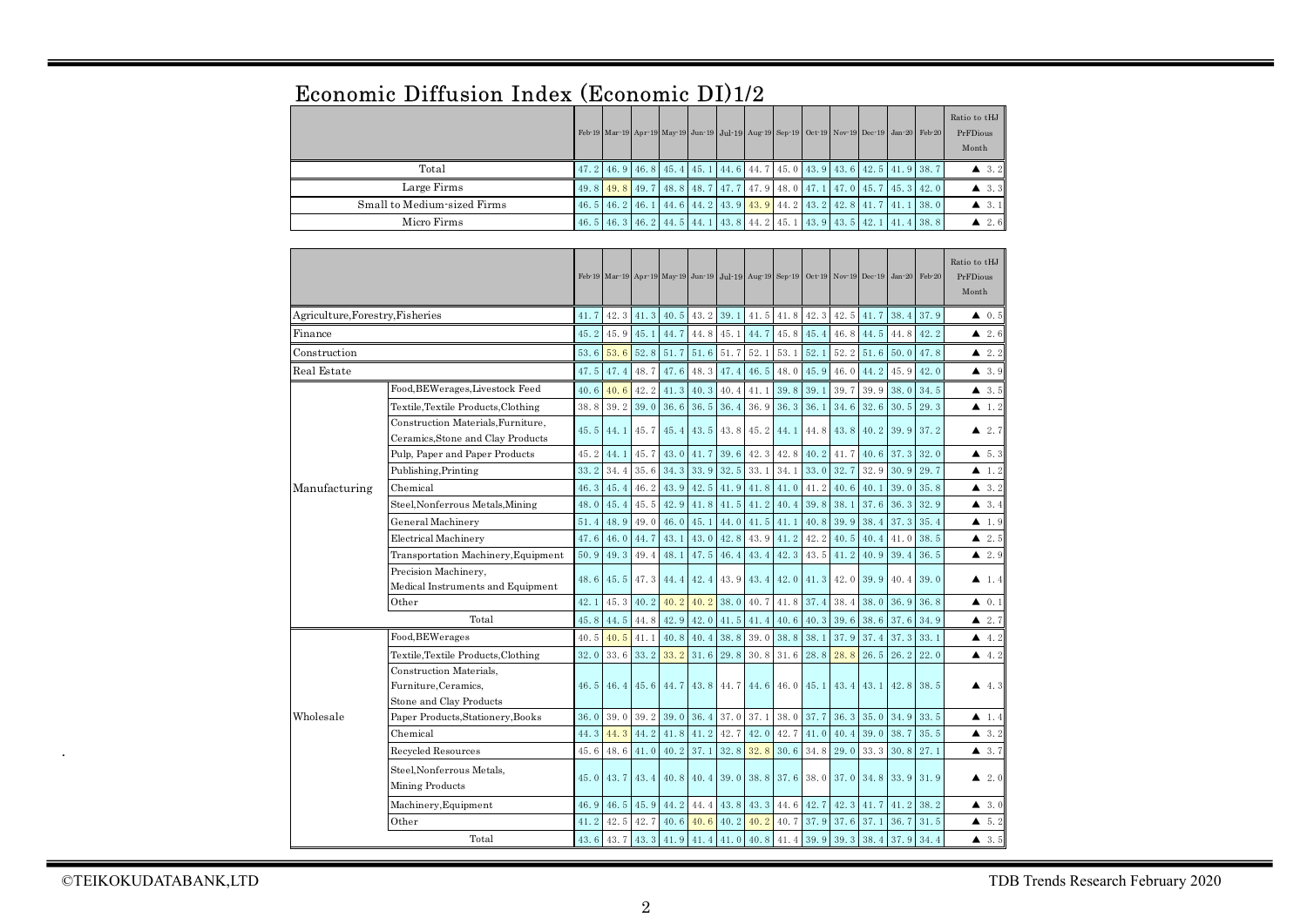# Economic Diffusion Index (Economic DI)1/2

| | Feb-19 | Mar-19 | Apr-19 | May-19 | Jun-19 | Jul-19 | Aug-19 | Sep-19 | Oct-19 | Nov-19 | Dec-19 | Jan-20 | Feb-20 | Ratio to tHJ PrFDious Month |
|---|---|---|---|---|---|---|---|---|---|---|---|---|---|---|
| Total | 47.2 | 46.9 | 46.8 | 45.4 | 45.1 | 44.6 | 44.7 | 45.0 | 43.9 | 43.6 | 42.5 | 41.9 | 38.7 | ▲ 3.2 |
| Large Firms | 49.8 | 49.8 | 49.7 | 48.8 | 48.7 | 47.7 | 47.9 | 48.0 | 47.1 | 47.0 | 45.7 | 45.3 | 42.0 | ▲ 3.3 |
| Small to Medium-sized Firms | 46.5 | 46.2 | 46.1 | 44.6 | 44.2 | 43.9 | 43.9 | 44.2 | 43.2 | 42.8 | 41.7 | 41.1 | 38.0 | ▲ 3.1 |
| Micro Firms | 46.5 | 46.3 | 46.2 | 44.5 | 44.1 | 43.8 | 44.2 | 45.1 | 43.9 | 43.5 | 42.1 | 41.4 | 38.8 | ▲ 2.6 |

| | | Feb-19 | Mar-19 | Apr-19 | May-19 | Jun-19 | Jul-19 | Aug-19 | Sep-19 | Oct-19 | Nov-19 | Dec-19 | Jan-20 | Feb-20 | Ratio to tHJ PrFDious Month |
|---|---|---|---|---|---|---|---|---|---|---|---|---|---|---|---|
| Agriculture,Forestry,Fisheries | | 41.7 | 42.3 | 41.3 | 40.5 | 43.2 | 39.1 | 41.5 | 41.8 | 42.3 | 42.5 | 41.7 | 38.4 | 37.9 | ▲ 0.5 |
| Finance | | 45.2 | 45.9 | 45.1 | 44.7 | 44.8 | 45.1 | 44.7 | 45.8 | 45.4 | 46.8 | 44.5 | 44.8 | 42.2 | ▲ 2.6 |
| Construction | | 53.6 | 53.6 | 52.8 | 51.7 | 51.6 | 51.7 | 52.1 | 53.1 | 52.1 | 52.2 | 51.6 | 50.0 | 47.8 | ▲ 2.2 |
| Real Estate | | 47.5 | 47.4 | 48.7 | 47.6 | 48.3 | 47.4 | 46.5 | 48.0 | 45.9 | 46.0 | 44.2 | 45.9 | 42.0 | ▲ 3.9 |
| Manufacturing | Food,BEWerages,Livestock Feed | 40.6 | 40.6 | 42.2 | 41.3 | 40.3 | 40.4 | 41.1 | 39.8 | 39.1 | 39.7 | 39.9 | 38.0 | 34.5 | ▲ 3.5 |
| | Textile,Textile Products,Clothing | 38.8 | 39.2 | 39.0 | 36.6 | 36.5 | 36.4 | 36.9 | 36.3 | 36.1 | 34.6 | 32.6 | 30.5 | 29.3 | ▲ 1.2 |
| | Construction Materials,Furniture, Ceramics,Stone and Clay Products | 45.5 | 44.1 | 45.7 | 45.4 | 43.5 | 43.8 | 45.2 | 44.1 | 44.8 | 43.8 | 40.2 | 39.9 | 37.2 | ▲ 2.7 |
| | Pulp, Paper and Paper Products | 45.2 | 44.1 | 45.7 | 43.0 | 41.7 | 39.6 | 42.3 | 42.8 | 40.2 | 41.7 | 40.6 | 37.3 | 32.0 | ▲ 5.3 |
| | Publishing,Printing | 33.2 | 34.4 | 35.6 | 34.3 | 33.9 | 32.5 | 33.1 | 34.1 | 33.0 | 32.7 | 32.9 | 30.9 | 29.7 | ▲ 1.2 |
| | Chemical | 46.3 | 45.4 | 46.2 | 43.9 | 42.5 | 41.9 | 41.8 | 41.0 | 41.2 | 40.6 | 40.1 | 39.0 | 35.8 | ▲ 3.2 |
| | Steel,Nonferrous Metals,Mining | 48.0 | 45.4 | 45.5 | 42.9 | 41.8 | 41.5 | 41.2 | 40.4 | 39.8 | 38.1 | 37.6 | 36.3 | 32.9 | ▲ 3.4 |
| | General Machinery | 51.4 | 48.9 | 49.0 | 46.0 | 45.1 | 44.0 | 41.5 | 41.1 | 40.8 | 39.9 | 38.4 | 37.3 | 35.4 | ▲ 1.9 |
| | Electrical Machinery | 47.6 | 46.0 | 44.7 | 43.1 | 43.0 | 42.8 | 43.9 | 41.2 | 42.2 | 40.5 | 40.4 | 41.0 | 38.5 | ▲ 2.5 |
| | Transportation Machinery,Equipment | 50.9 | 49.3 | 49.4 | 48.1 | 47.5 | 46.4 | 43.4 | 42.3 | 43.5 | 41.2 | 40.9 | 39.4 | 36.5 | ▲ 2.9 |
| | Precision Machinery, Medical Instruments and Equipment | 48.6 | 45.5 | 47.3 | 44.4 | 42.4 | 43.9 | 43.4 | 42.0 | 41.3 | 42.0 | 39.9 | 40.4 | 39.0 | ▲ 1.4 |
| | Other | 42.1 | 45.3 | 40.2 | 40.2 | 40.2 | 38.0 | 40.7 | 41.8 | 37.4 | 38.4 | 38.0 | 36.9 | 36.8 | ▲ 0.1 |
| | Total | 45.8 | 44.5 | 44.8 | 42.9 | 42.0 | 41.5 | 41.4 | 40.6 | 40.3 | 39.6 | 38.6 | 37.6 | 34.9 | ▲ 2.7 |
| Wholesale | Food,BEWerages | 40.5 | 40.5 | 41.1 | 40.8 | 40.4 | 38.8 | 39.0 | 38.8 | 38.1 | 37.9 | 37.4 | 37.3 | 33.1 | ▲ 4.2 |
| | Textile,Textile Products,Clothing | 32.0 | 33.6 | 33.2 | 33.2 | 31.6 | 29.8 | 30.8 | 31.6 | 28.8 | 28.8 | 26.5 | 26.2 | 22.0 | ▲ 4.2 |
| | Construction Materials, Furniture,Ceramics, Stone and Clay Products | 46.5 | 46.4 | 45.6 | 44.7 | 43.8 | 44.7 | 44.6 | 46.0 | 45.1 | 43.4 | 43.1 | 42.8 | 38.5 | ▲ 4.3 |
| | Paper Products,Stationery,Books | 36.0 | 39.0 | 39.2 | 39.0 | 36.4 | 37.0 | 37.1 | 38.0 | 37.7 | 36.3 | 35.0 | 34.9 | 33.5 | ▲ 1.4 |
| | Chemical | 44.3 | 44.3 | 44.2 | 41.8 | 41.2 | 42.7 | 42.0 | 42.7 | 41.0 | 40.4 | 39.0 | 38.7 | 35.5 | ▲ 3.2 |
| | Recycled Resources | 45.6 | 48.6 | 41.0 | 40.2 | 37.1 | 32.8 | 32.8 | 30.6 | 34.8 | 29.0 | 33.3 | 30.8 | 27.1 | ▲ 3.7 |
| | Steel,Nonferrous Metals, Mining Products | 45.0 | 43.7 | 43.4 | 40.8 | 40.4 | 39.0 | 38.8 | 37.6 | 38.0 | 37.0 | 34.8 | 33.9 | 31.9 | ▲ 2.0 |
| | Machinery,Equipment | 46.9 | 46.5 | 45.9 | 44.2 | 44.4 | 43.8 | 43.3 | 44.6 | 42.7 | 42.3 | 41.7 | 41.2 | 38.2 | ▲ 3.0 |
| | Other | 41.2 | 42.5 | 42.7 | 40.6 | 40.6 | 40.2 | 40.2 | 40.7 | 37.9 | 37.6 | 37.1 | 36.7 | 31.5 | ▲ 5.2 |
| | Total | 43.6 | 43.7 | 43.3 | 41.9 | 41.4 | 41.0 | 40.8 | 41.4 | 39.9 | 39.3 | 38.4 | 37.9 | 34.4 | ▲ 3.5 |

©TEIKOKUDATABANK,LTD

TDB Trends Research February 2020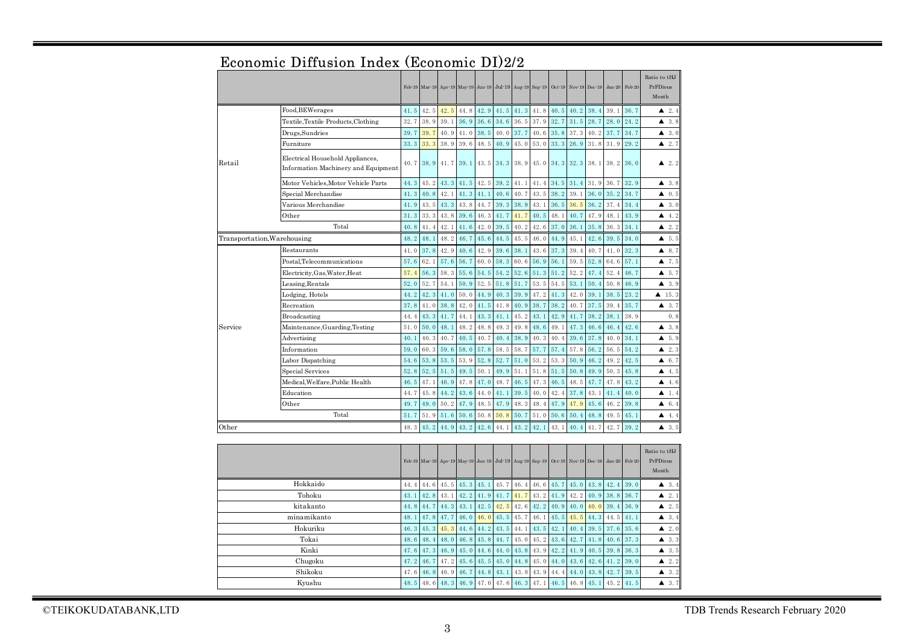# Economic Diffusion Index (Economic DI)2/2

| | | Feb-19 | Mar-19 | Apr-19 | May-19 | Jun-19 | Jul-19 | Aug-19 | Sep-19 | Oct-19 | Nov-19 | Dec-19 | Jan-20 | Feb-20 | Ratio to tHJ PrFDious Month |
|---|---|---|---|---|---|---|---|---|---|---|---|---|---|---|---|
| Retail | Food,BEWerages | 41.5 | 42.5 | 42.5 | 44.8 | 42.9 | 41.5 | 41.3 | 41.8 | 40.5 | 40.2 | 38.4 | 39.1 | 36.7 | ▲ 2.4 |
| | Textile,Textile Products,Clothing | 32.7 | 38.9 | 39.1 | 36.9 | 36.6 | 34.6 | 36.5 | 37.9 | 32.7 | 31.5 | 28.7 | 28.0 | 24.2 | ▲ 3.8 |
| | Drugs,Sundries | 39.7 | 39.7 | 40.9 | 41.0 | 38.5 | 40.0 | 37.7 | 40.6 | 35.8 | 37.3 | 40.2 | 37.7 | 34.7 | ▲ 3.0 |
| | Furniture | 33.3 | 33.3 | 38.9 | 39.6 | 48.5 | 40.9 | 45.0 | 53.0 | 33.3 | 26.9 | 31.8 | 31.9 | 29.2 | ▲ 2.7 |
| | Electrical Household Appliances, Information Machinery and Equipment | 40.7 | 38.9 | 41.7 | 39.1 | 43.5 | 34.3 | 38.9 | 45.0 | 34.3 | 32.3 | 38.1 | 38.2 | 36.0 | ▲ 2.2 |
| | Motor Vehicles,Motor Vehicle Parts | 44.3 | 45.2 | 43.3 | 41.5 | 42.5 | 39.2 | 41.1 | 41.4 | 34.5 | 31.4 | 31.9 | 36.7 | 32.9 | ▲ 3.8 |
| | Special Merchandise | 41.3 | 40.8 | 42.1 | 41.3 | 41.1 | 40.6 | 40.7 | 43.5 | 38.2 | 39.1 | 36.0 | 35.2 | 34.7 | ▲ 0.5 |
| | Various Merchandise | 41.9 | 43.5 | 43.3 | 43.8 | 44.7 | 39.3 | 38.9 | 43.1 | 36.5 | 36.5 | 36.2 | 37.4 | 34.4 | ▲ 3.0 |
| | Other | 31.3 | 33.3 | 43.8 | 39.6 | 46.3 | 41.7 | 41.7 | 40.5 | 48.1 | 40.7 | 47.9 | 48.1 | 43.9 | ▲ 4.2 |
| | Total | 40.8 | 41.4 | 42.1 | 41.6 | 42.0 | 39.5 | 40.2 | 42.6 | 37.0 | 36.1 | 35.8 | 36.3 | 34.1 | ▲ 2.2 |
| Transportation,Warehousing | | 48.2 | 48.1 | 48.2 | 46.7 | 45.6 | 44.5 | 45.5 | 46.0 | 44.9 | 45.1 | 42.6 | 39.5 | 34.0 | ▲ 5.5 |
| Service | Restaurants | 41.0 | 37.8 | 42.9 | 40.6 | 42.9 | 39.6 | 38.1 | 43.6 | 37.3 | 39.4 | 40.7 | 41.0 | 32.3 | ▲ 8.7 |
| | Postal,Telecommunications | 57.6 | 62.1 | 57.6 | 56.7 | 60.0 | 58.3 | 60.6 | 56.9 | 56.1 | 59.5 | 52.8 | 64.6 | 57.1 | ▲ 7.5 |
| | Electricity,Gas,Water,Heat | 57.4 | 56.3 | 58.3 | 55.6 | 54.5 | 54.2 | 52.6 | 51.3 | 51.2 | 52.2 | 47.4 | 52.4 | 46.7 | ▲ 5.7 |
| | Leasing,Rentals | 52.0 | 52.7 | 54.1 | 50.9 | 52.5 | 51.8 | 51.7 | 53.5 | 54.5 | 53.1 | 50.4 | 50.8 | 46.9 | ▲ 3.9 |
| | Lodging, Hotels | 44.2 | 42.3 | 41.0 | 50.0 | 44.9 | 40.3 | 39.9 | 47.2 | 41.3 | 42.0 | 39.1 | 38.5 | 23.2 | ▲ 15.3 |
| | Recreation | 37.8 | 41.0 | 38.8 | 42.0 | 41.5 | 41.8 | 40.9 | 38.7 | 38.2 | 40.7 | 37.5 | 39.4 | 35.7 | ▲ 3.7 |
| | Broadcasting | 44.4 | 43.3 | 41.7 | 44.1 | 43.3 | 41.1 | 45.2 | 43.1 | 42.9 | 41.7 | 38.2 | 38.1 | 38.9 | 0.8 |
| | Maintenance,Guarding,Testing | 51.0 | 50.0 | 48.1 | 48.2 | 48.8 | 49.3 | 49.8 | 48.6 | 49.1 | 47.3 | 46.6 | 46.4 | 42.6 | ▲ 3.8 |
| | Advertising | 40.1 | 40.3 | 40.7 | 40.5 | 40.7 | 40.4 | 38.9 | 40.3 | 40.4 | 39.6 | 37.8 | 40.0 | 34.1 | ▲ 5.9 |
| | Information | 59.0 | 60.3 | 59.6 | 58.0 | 57.8 | 58.5 | 58.7 | 57.7 | 57.4 | 57.8 | 56.2 | 56.5 | 54.2 | ▲ 2.3 |
| | Labor Dispatching | 54.6 | 53.8 | 53.5 | 53.9 | 52.8 | 52.7 | 51.0 | 53.2 | 53.3 | 50.9 | 46.2 | 49.2 | 42.5 | ▲ 6.7 |
| | Special Services | 52.8 | 52.5 | 51.5 | 49.5 | 50.1 | 49.9 | 51.1 | 51.8 | 51.5 | 50.8 | 49.9 | 50.3 | 45.8 | ▲ 4.5 |
| | Medical,Welfare,Public Health | 46.5 | 47.1 | 46.9 | 47.8 | 47.0 | 48.7 | 46.5 | 47.3 | 46.5 | 48.5 | 47.7 | 47.8 | 43.2 | ▲ 4.6 |
| | Education | 44.7 | 45.8 | 44.2 | 43.6 | 44.0 | 41.1 | 39.5 | 40.0 | 42.4 | 37.8 | 43.1 | 41.4 | 40.0 | ▲ 1.4 |
| | Other | 49.7 | 49.0 | 50.2 | 47.9 | 48.5 | 47.9 | 48.3 | 48.4 | 47.9 | 47.9 | 45.6 | 46.2 | 39.8 | ▲ 6.4 |
| | Total | 51.7 | 51.9 | 51.6 | 50.6 | 50.8 | 50.8 | 50.7 | 51.0 | 50.6 | 50.4 | 48.8 | 49.5 | 45.1 | ▲ 4.4 |
| Other | | 48.3 | 45.2 | 44.9 | 43.2 | 42.6 | 44.1 | 43.2 | 42.1 | 43.1 | 40.4 | 41.7 | 42.7 | 39.2 | ▲ 3.5 |

| | Feb-19 | Mar-19 | Apr-19 | May-19 | Jun-19 | Jul-19 | Aug-19 | Sep-19 | Oct-19 | Nov-19 | Dec-19 | Jan-20 | Feb-20 | Ratio to tHJ PrFDious Month |
|---|---|---|---|---|---|---|---|---|---|---|---|---|---|---|
| Hokkaido | 44.4 | 44.6 | 45.5 | 45.3 | 45.1 | 45.7 | 46.4 | 46.6 | 45.7 | 45.0 | 43.8 | 42.4 | 39.0 | ▲ 3.4 |
| Tohoku | 43.1 | 42.8 | 43.1 | 42.2 | 41.9 | 41.7 | 41.7 | 43.2 | 41.9 | 42.2 | 40.9 | 38.8 | 36.7 | ▲ 2.1 |
| kitakanto | 44.8 | 44.7 | 44.3 | 43.1 | 42.5 | 42.5 | 42.6 | 42.2 | 40.9 | 40.0 | 40.0 | 39.4 | 36.9 | ▲ 2.5 |
| minamikanto | 48.1 | 47.8 | 47.7 | 46.0 | 46.0 | 45.5 | 45.7 | 46.1 | 45.5 | 45.5 | 44.3 | 44.5 | 41.1 | ▲ 3.4 |
| Hokuriku | 46.3 | 45.3 | 45.3 | 44.6 | 44.2 | 43.5 | 44.1 | 43.5 | 42.1 | 40.4 | 39.5 | 37.6 | 35.6 | ▲ 2.0 |
| Tokai | 48.6 | 48.4 | 48.0 | 46.8 | 45.8 | 44.7 | 45.0 | 45.2 | 43.6 | 42.7 | 41.8 | 40.6 | 37.3 | ▲ 3.3 |
| Kinki | 47.6 | 47.3 | 46.9 | 45.0 | 44.6 | 44.0 | 43.8 | 43.9 | 42.2 | 41.9 | 40.5 | 39.8 | 36.3 | ▲ 3.5 |
| Chugoku | 47.2 | 46.7 | 47.2 | 45.6 | 45.5 | 45.0 | 44.8 | 45.0 | 44.0 | 43.6 | 42.6 | 41.2 | 39.0 | ▲ 2.2 |
| Shikoku | 47.6 | 46.8 | 46.9 | 46.7 | 44.8 | 43.1 | 43.8 | 43.9 | 44.4 | 44.0 | 43.8 | 42.7 | 39.5 | ▲ 3.2 |
| Kyushu | 48.5 | 48.6 | 48.3 | 46.9 | 47.0 | 47.6 | 46.3 | 47.1 | 46.5 | 46.8 | 45.1 | 45.2 | 41.5 | ▲ 3.7 |

©TEIKOKUDATABANK,LTD

TDB Trends Research February 2020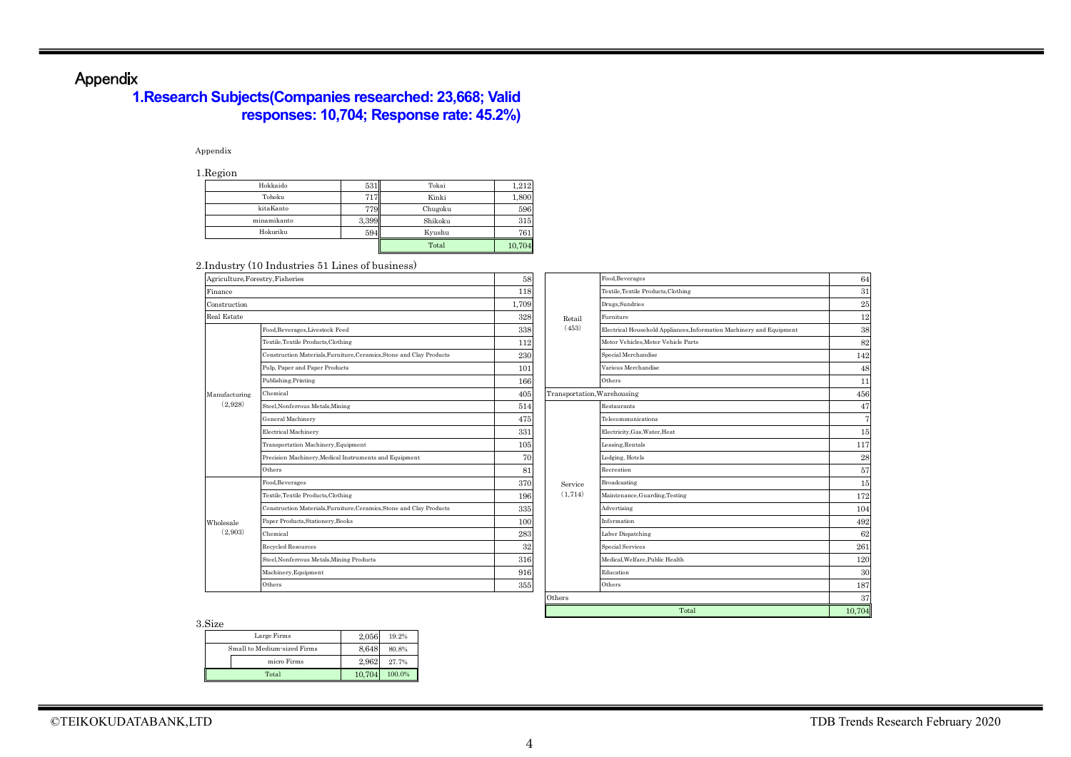# Appendix

## 1.Research Subjects(Companies researched: 23,668; Valid responses: 10,704; Response rate: 45.2%)

Appendix

1.Region

| Region | Count | Region | Count |
|---|---|---|---|
| Hokkaido | 531 | Tokai | 1,212 |
| Tohoku | 717 | Kinki | 1,800 |
| kitaKanto | 779 | Chugoku | 596 |
| minamikanto | 3,399 | Shikoku | 315 |
| Hokuriku | 594 | Kyushu | 761 |
| | | Total | 10,704 |

2.Industry (10 Industries 51 Lines of business)

| Industry | Line of business | Count |
|---|---|---|
| Agriculture,Forestry,Fisheries | | 58 |
| Finance | | 118 |
| Construction | | 1,709 |
| Real Estate | | 328 |
| Manufacturing (2,928) | Food,Beverages,Livestock Feed | 338 |
| | Textile,Textile Products,Clothing | 112 |
| | Construction Materials,Furniture,Ceramics,Stone and Clay Products | 230 |
| | Pulp, Paper and Paper Products | 101 |
| | Publishing,Printing | 166 |
| | Chemical | 405 |
| | Steel,Nonferrous Metals,Mining | 514 |
| | General Machinery | 475 |
| | Electrical Machinery | 331 |
| | Transportation Machinery,Equipment | 105 |
| | Precision Machinery,Medical Instruments and Equipment | 70 |
| | Others | 81 |
| Wholesale (2,903) | Food,Beverages | 370 |
| | Textile,Textile Products,Clothing | 196 |
| | Construction Materials,Furniture,Ceramics,Stone and Clay Products | 335 |
| | Paper Products,Stationery,Books | 100 |
| | Chemical | 283 |
| | Recycled Resources | 32 |
| | Steel,Nonferrous Metals,Mining Products | 316 |
| | Machinery,Equipment | 916 |
| | Others | 355 |
| Retail (453) | Food,Beverages | 64 |
| | Textile,Textile Products,Clothing | 31 |
| | Drugs,Sundries | 25 |
| | Furniture | 12 |
| | Electrical Household Appliances,Information Machinery and Equipment | 38 |
| | Motor Vehicles,Motor Vehicle Parts | 82 |
| | Special Merchandise | 142 |
| | Various Merchandise | 48 |
| | Others | 11 |
| Transportation,Warehousing | | 456 |
| Service (1,714) | Restaurants | 47 |
| | Telecommunications | 7 |
| | Electricity,Gas,Water,Heat | 15 |
| | Leasing,Rentals | 117 |
| | Lodging, Hotels | 28 |
| | Recreation | 57 |
| | Broadcasting | 15 |
| | Maintenance,Guarding,Testing | 172 |
| | Advertising | 104 |
| | Information | 492 |
| | Labor Dispatching | 62 |
| | Special Services | 261 |
| | Medical,Welfare,Public Health | 120 |
| | Education | 30 |
| | Others | 187 |
| Others | | 37 |
| Total | | 10,704 |

3.Size

| Size | Count | Share |
|---|---|---|
| Large Firms | 2,056 | 19.2% |
| Small to Medium-sized Firms | 8,648 | 80.8% |
| micro Firms | 2,962 | 27.7% |
| Total | 10,704 | 100.0% |

©TEIKOKUDATABANK,LTD

TDB Trends Research February 2020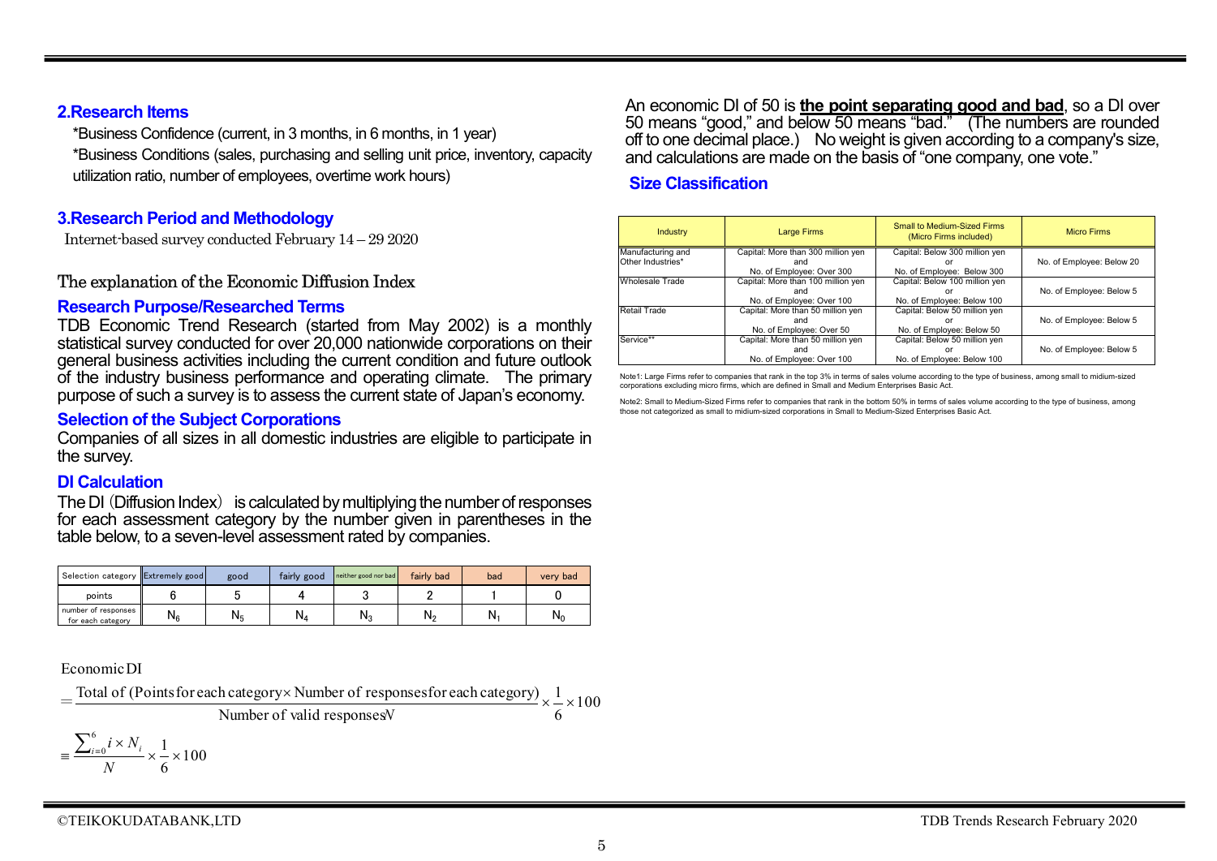## 2.Research Items

*Business Confidence (current, in 3 months, in 6 months, in 1 year)

*Business Conditions (sales, purchasing and selling unit price, inventory, capacity utilization ratio, number of employees, overtime work hours)

## 3.Research Period and Methodology

Internet-based survey conducted February 14 – 29 2020

## The explanation of the Economic Diffusion Index

### Research Purpose/Researched Terms

TDB Economic Trend Research (started from May 2002) is a monthly statistical survey conducted for over 20,000 nationwide corporations on their general business activities including the current condition and future outlook of the industry business performance and operating climate. The primary purpose of such a survey is to assess the current state of Japan's economy.

### Selection of the Subject Corporations

Companies of all sizes in all domestic industries are eligible to participate in the survey.

### DI Calculation

The DI (Diffusion Index) is calculated by multiplying the number of responses for each assessment category by the number given in parentheses in the table below, to a seven-level assessment rated by companies.

| Selection category | Extremely good | good | fairly good | neither good nor bad | fairly bad | bad | very bad |
|---|---|---|---|---|---|---|---|
| points | 6 | 5 | 4 | 3 | 2 | 1 | 0 |
| number of responses for each category | $N_6$ | $N_5$ | $N_4$ | $N_3$ | $N_2$ | $N_1$ | $N_0$ |

Economic DI

$$= \frac{\text{Total of (Points for each category} \times \text{Number of responses for each category)}}{\text{Number of valid responses } N} \times \frac{1}{6} \times 100$$

$$\equiv \frac{\sum_{i=0}^{6} i \times N_i}{N} \times \frac{1}{6} \times 100$$

An economic DI of 50 is **the point separating good and bad**, so a DI over 50 means "good," and below 50 means "bad." (The numbers are rounded off to one decimal place.) No weight is given according to a company's size, and calculations are made on the basis of "one company, one vote."

### Size Classification

| Industry | Large Firms | Small to Medium-Sized Firms (Micro Firms included) | Micro Firms |
|---|---|---|---|
| Manufacturing and Other Industries* | Capital: More than 300 million yen and No. of Employee: Over 300 | Capital: Below 300 million yen or No. of Employee: Below 300 | No. of Employee: Below 20 |
| Wholesale Trade | Capital: More than 100 million yen and No. of Employee: Over 100 | Capital: Below 100 million yen or No. of Employee: Below 100 | No. of Employee: Below 5 |
| Retail Trade | Capital: More than 50 million yen and No. of Employee: Over 50 | Capital: Below 50 million yen or No. of Employee: Below 50 | No. of Employee: Below 5 |
| Service** | Capital: More than 50 million yen and No. of Employee: Over 100 | Capital: Below 50 million yen or No. of Employee: Below 100 | No. of Employee: Below 5 |

Note1: Large Firms refer to companies that rank in the top 3% in terms of sales volume according to the type of business, among small to midium-sized corporations excluding micro firms, which are defined in Small and Medium Enterprises Basic Act.

Note2: Small to Medium-Sized Firms refer to companies that rank in the bottom 50% in terms of sales volume according to the type of business, among those not categorized as small to midium-sized corporations in Small to Medium-Sized Enterprises Basic Act.